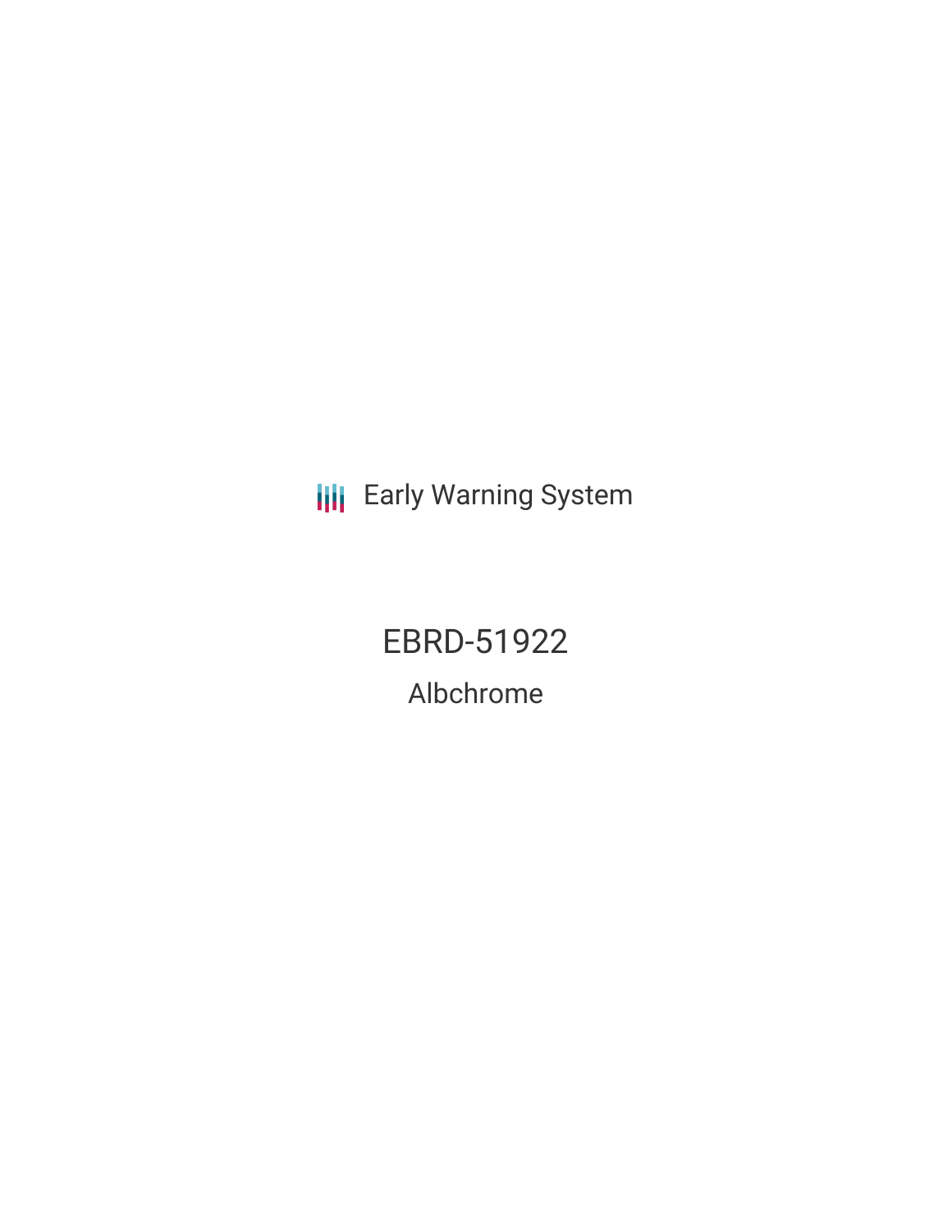Early Warning System

# EBRD-51922

## Albchrome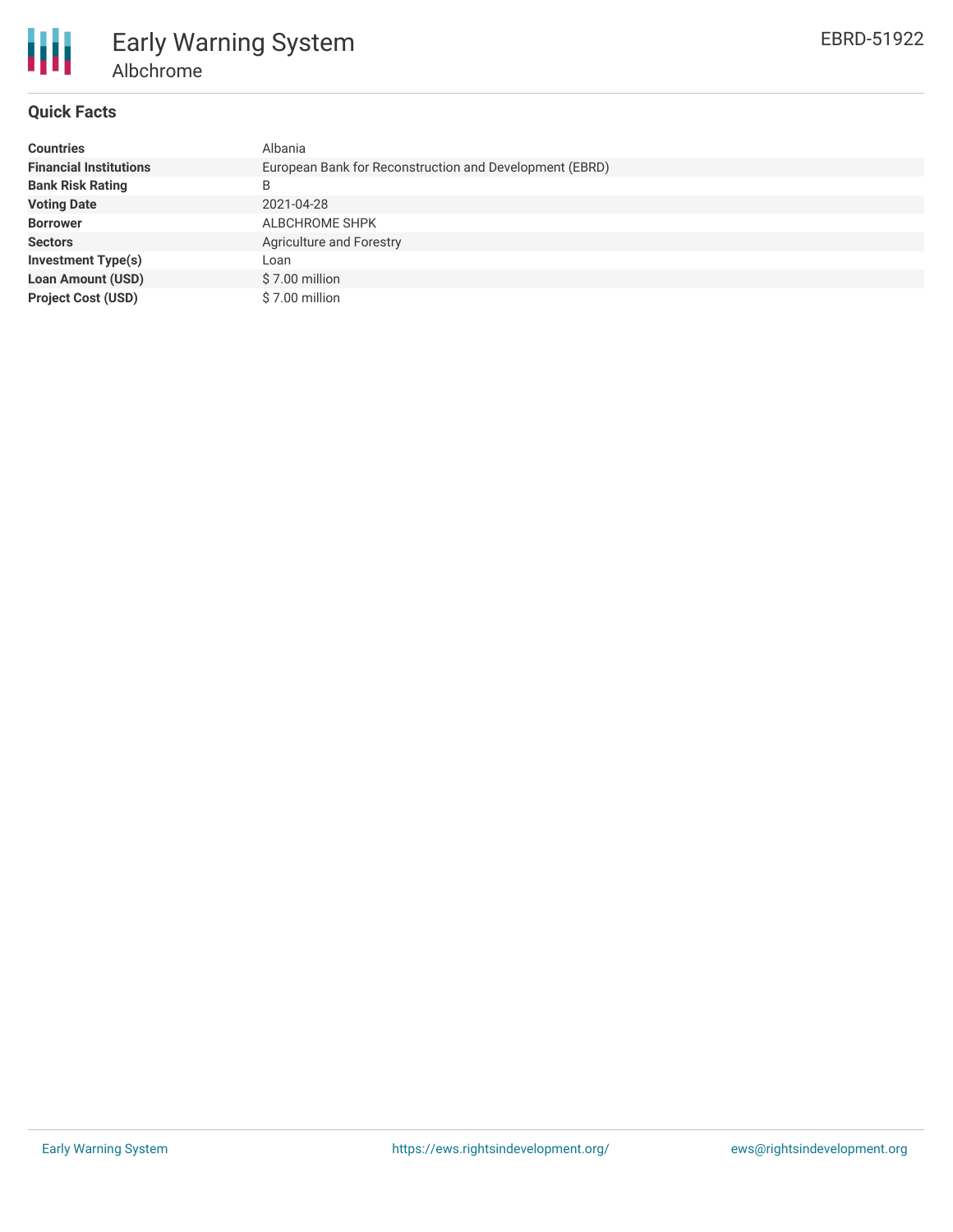# Early Warning System

## Albchrome

EBRD-51922

### Quick Facts

| | |
|---|---|
| **Countries** | Albania |
| **Financial Institutions** | European Bank for Reconstruction and Development (EBRD) |
| **Bank Risk Rating** | B |
| **Voting Date** | 2021-04-28 |
| **Borrower** | ALBCHROME SHPK |
| **Sectors** | Agriculture and Forestry |
| **Investment Type(s)** | Loan |
| **Loan Amount (USD)** | $ 7.00 million |
| **Project Cost (USD)** | $ 7.00 million |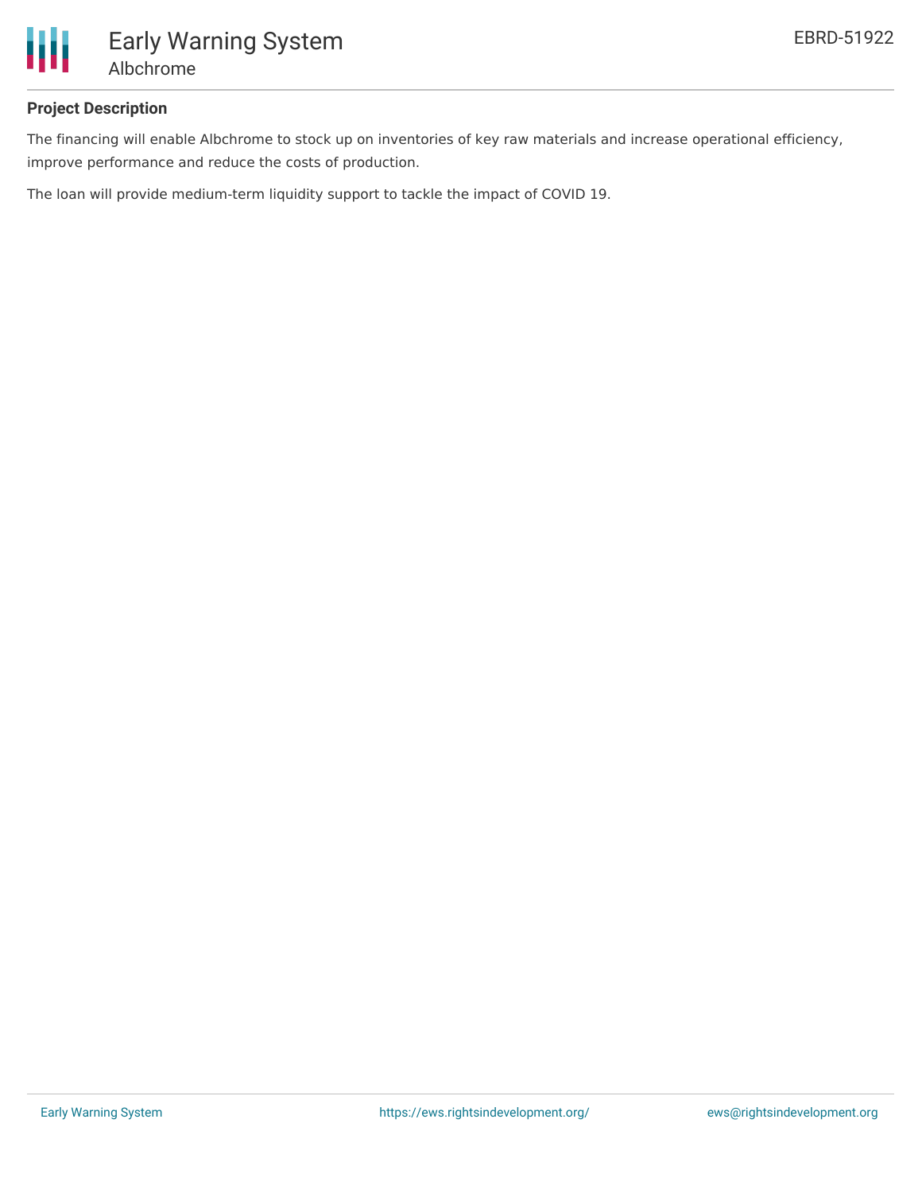**Project Description**

The financing will enable Albchrome to stock up on inventories of key raw materials and increase operational efficiency, improve performance and reduce the costs of production.

The loan will provide medium-term liquidity support to tackle the impact of COVID 19.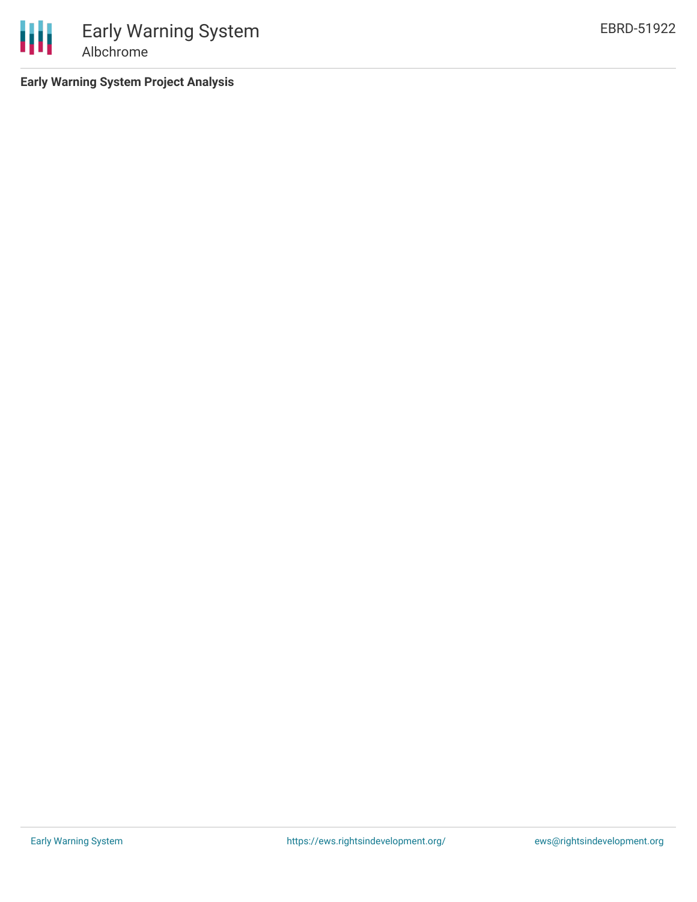**Early Warning System Project Analysis**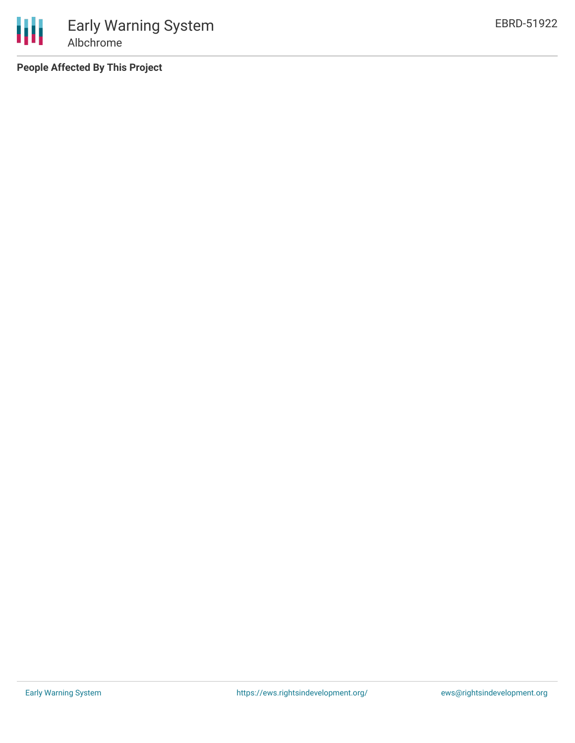**People Affected By This Project**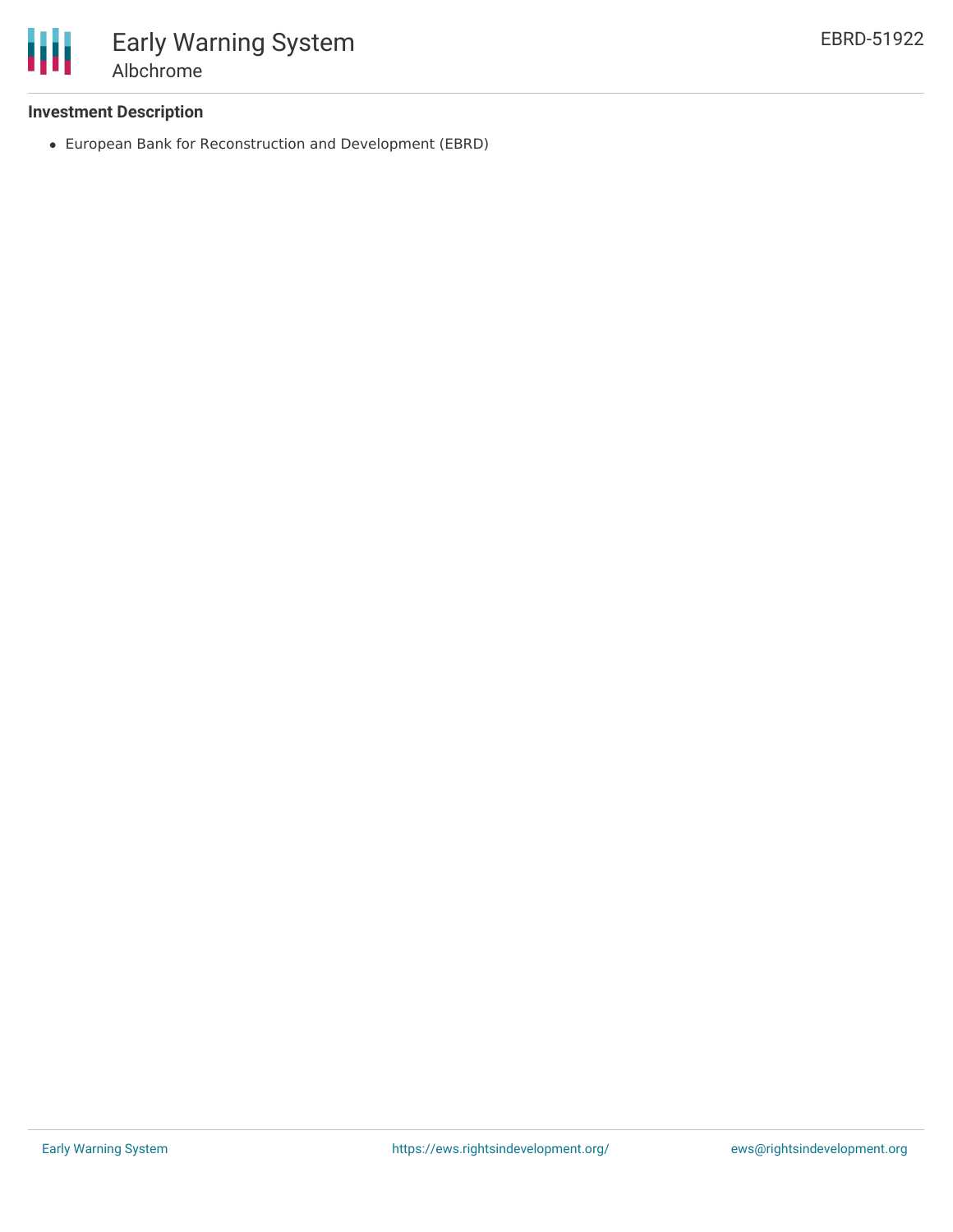**Investment Description**

- European Bank for Reconstruction and Development (EBRD)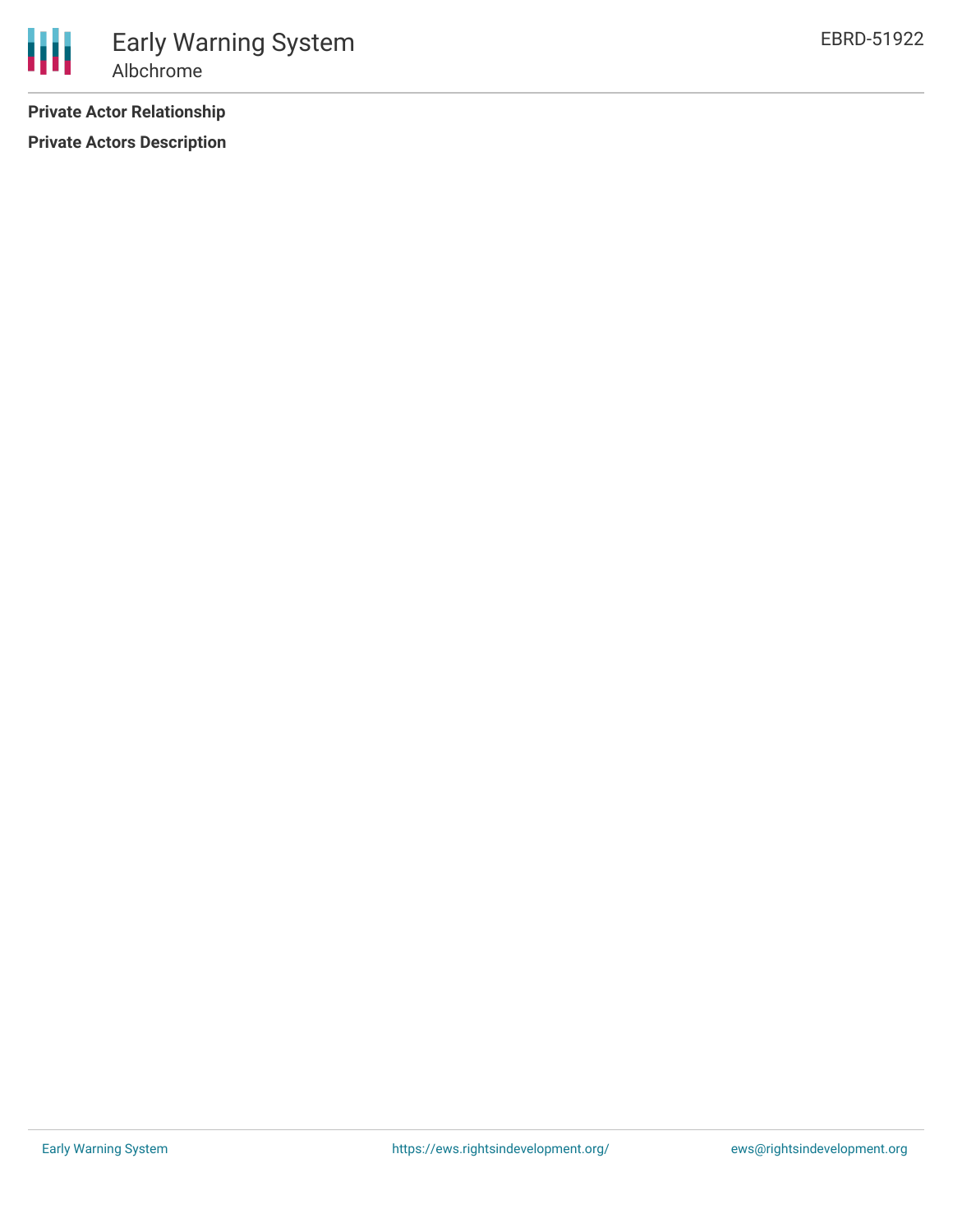**Private Actor Relationship**

**Private Actors Description**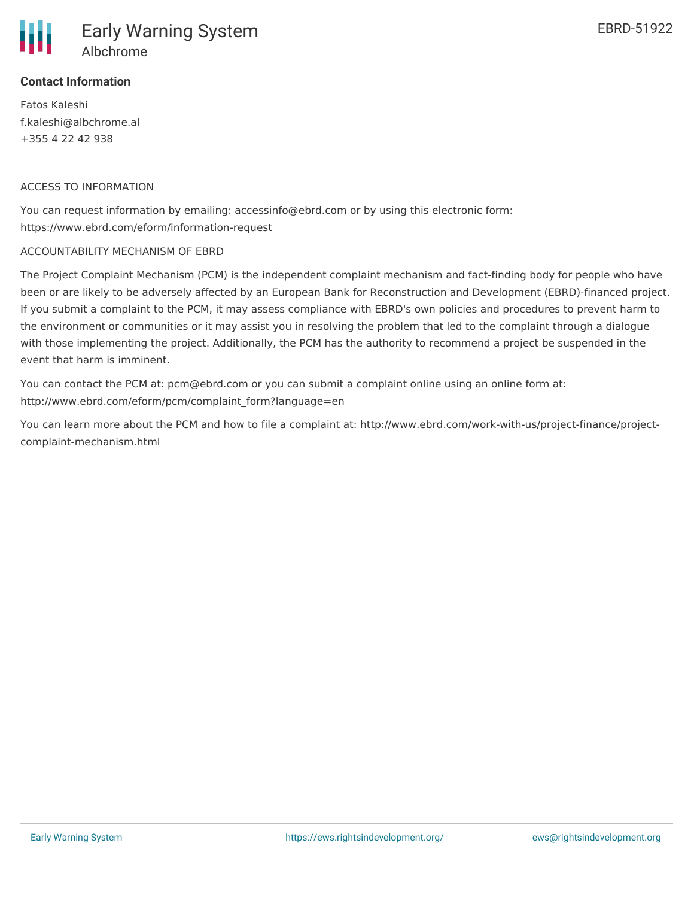### Contact Information

Fatos Kaleshi
f.kaleshi@albchrome.al
+355 4 22 42 938

ACCESS TO INFORMATION

You can request information by emailing: accessinfo@ebrd.com or by using this electronic form: https://www.ebrd.com/eform/information-request

ACCOUNTABILITY MECHANISM OF EBRD

The Project Complaint Mechanism (PCM) is the independent complaint mechanism and fact-finding body for people who have been or are likely to be adversely affected by an European Bank for Reconstruction and Development (EBRD)-financed project. If you submit a complaint to the PCM, it may assess compliance with EBRD's own policies and procedures to prevent harm to the environment or communities or it may assist you in resolving the problem that led to the complaint through a dialogue with those implementing the project. Additionally, the PCM has the authority to recommend a project be suspended in the event that harm is imminent.

You can contact the PCM at: pcm@ebrd.com or you can submit a complaint online using an online form at: http://www.ebrd.com/eform/pcm/complaint_form?language=en

You can learn more about the PCM and how to file a complaint at: http://www.ebrd.com/work-with-us/project-finance/project-complaint-mechanism.html